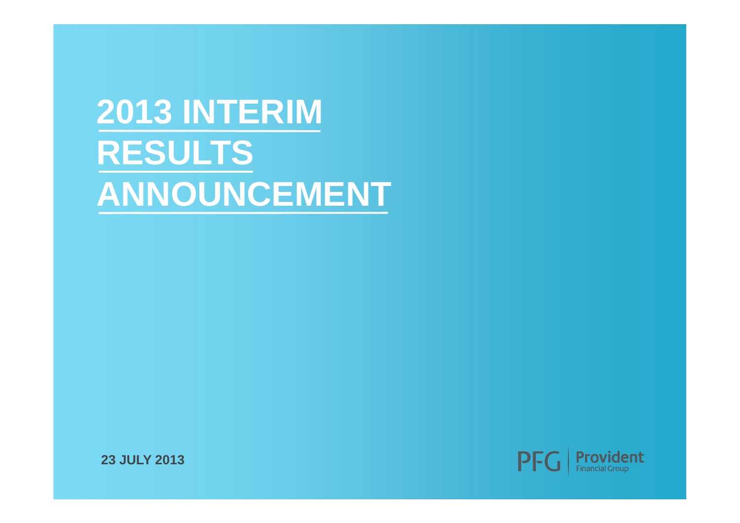# 2013 INTERIM RESULTS ANNOUNCEMENT

**23 JULY 2013**

PFG | Provident Financial Group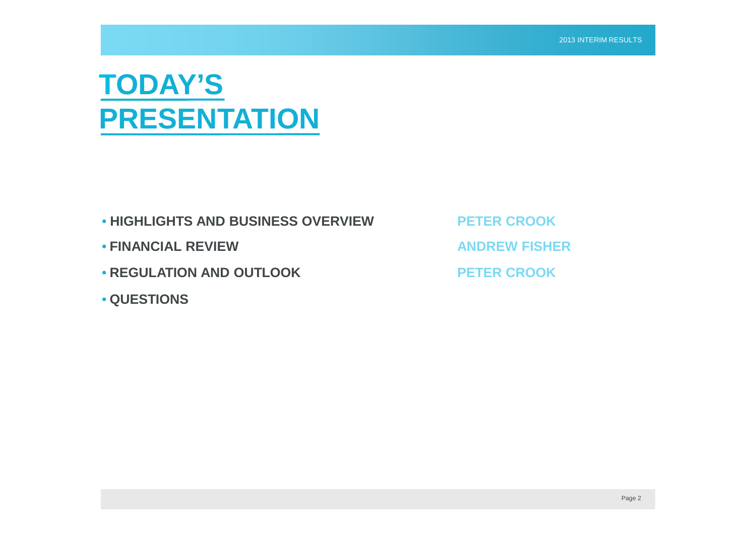# TODAY'S PRESENTATION

- **HIGHLIGHTS AND BUSINESS OVERVIEW** — **PETER CROOK**
- **FINANCIAL REVIEW** — **ANDREW FISHER**
- **REGULATION AND OUTLOOK** — **PETER CROOK**
- **QUESTIONS**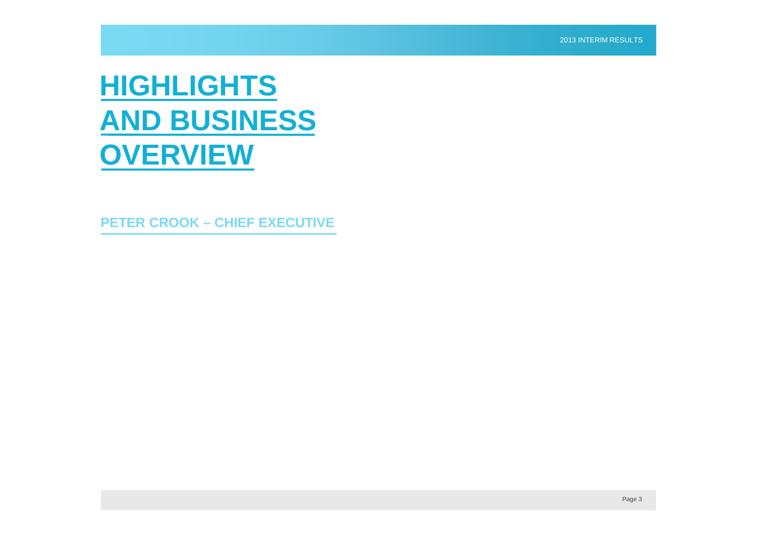# HIGHLIGHTS AND BUSINESS OVERVIEW

## PETER CROOK – CHIEF EXECUTIVE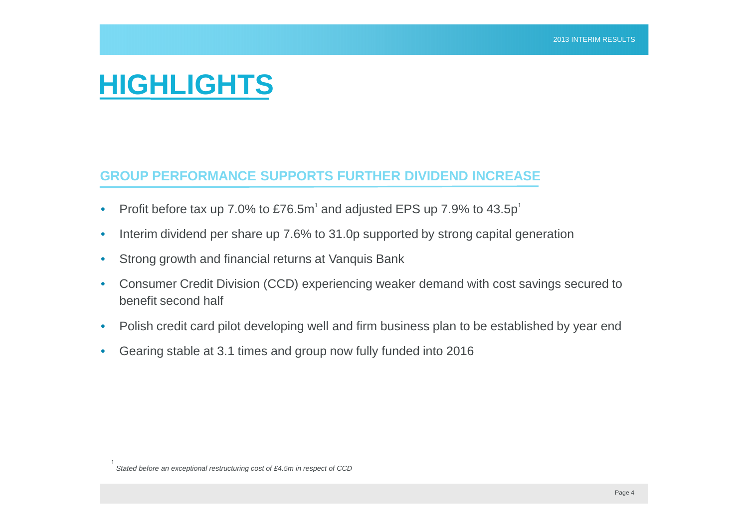# HIGHLIGHTS

## GROUP PERFORMANCE SUPPORTS FURTHER DIVIDEND INCREASE

- Profit before tax up 7.0% to £76.5m[1] and adjusted EPS up 7.9% to 43.5p[1]
- Interim dividend per share up 7.6% to 31.0p supported by strong capital generation
- Strong growth and financial returns at Vanquis Bank
- Consumer Credit Division (CCD) experiencing weaker demand with cost savings secured to benefit second half
- Polish credit card pilot developing well and firm business plan to be established by year end
- Gearing stable at 3.1 times and group now fully funded into 2016

[1] *Stated before an exceptional restructuring cost of £4.5m in respect of CCD*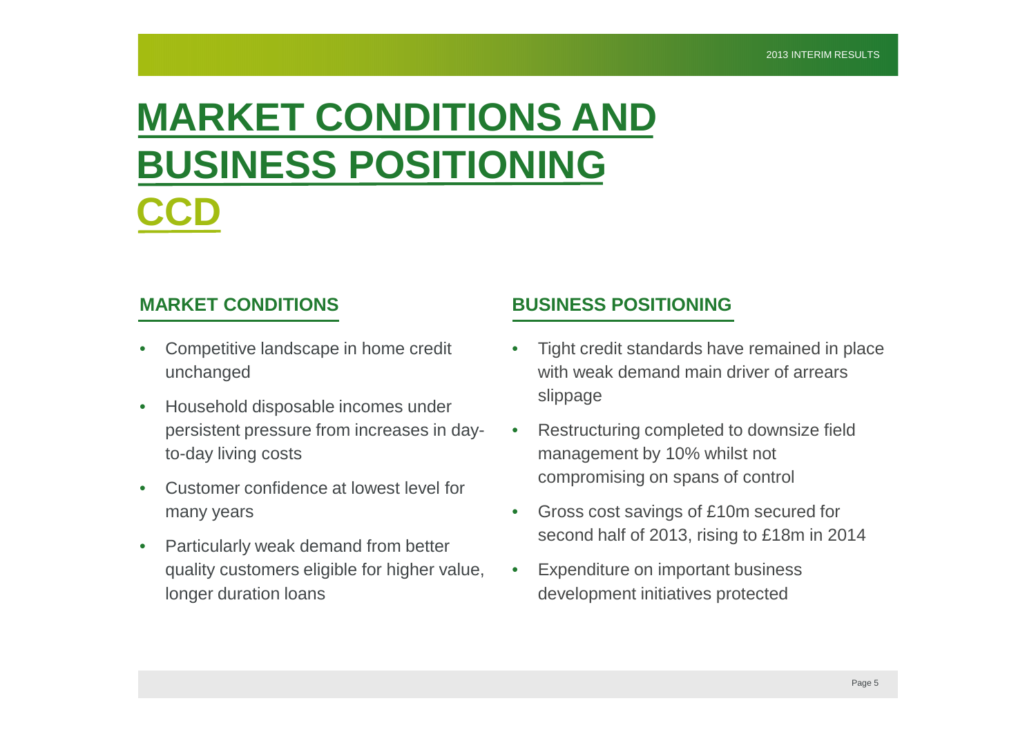# MARKET CONDITIONS AND BUSINESS POSITIONING

## CCD

### MARKET CONDITIONS

- Competitive landscape in home credit unchanged
- Household disposable incomes under persistent pressure from increases in day-to-day living costs
- Customer confidence at lowest level for many years
- Particularly weak demand from better quality customers eligible for higher value, longer duration loans

### BUSINESS POSITIONING

- Tight credit standards have remained in place with weak demand main driver of arrears slippage
- Restructuring completed to downsize field management by 10% whilst not compromising on spans of control
- Gross cost savings of £10m secured for second half of 2013, rising to £18m in 2014
- Expenditure on important business development initiatives protected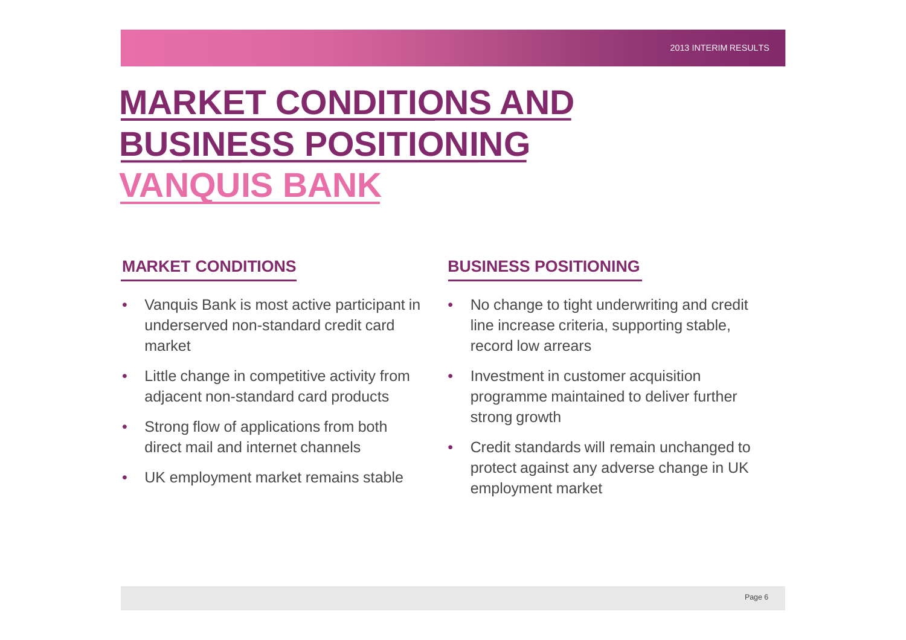# MARKET CONDITIONS AND BUSINESS POSITIONING

## VANQUIS BANK

### MARKET CONDITIONS

- Vanquis Bank is most active participant in underserved non-standard credit card market
- Little change in competitive activity from adjacent non-standard card products
- Strong flow of applications from both direct mail and internet channels
- UK employment market remains stable

### BUSINESS POSITIONING

- No change to tight underwriting and credit line increase criteria, supporting stable, record low arrears
- Investment in customer acquisition programme maintained to deliver further strong growth
- Credit standards will remain unchanged to protect against any adverse change in UK employment market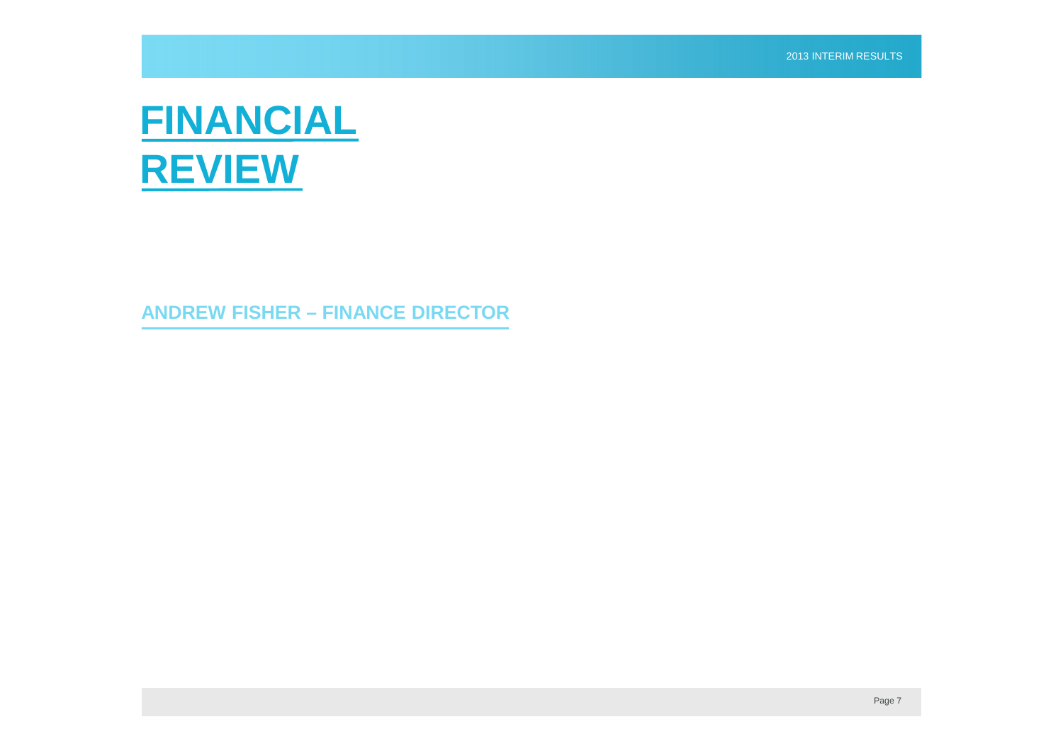# FINANCIAL REVIEW

## ANDREW FISHER – FINANCE DIRECTOR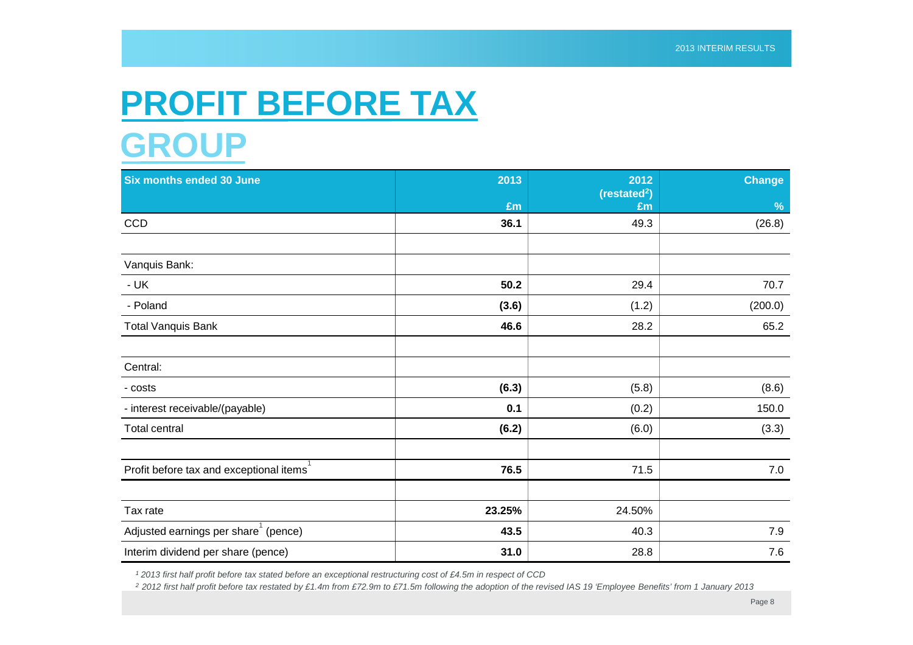# PROFIT BEFORE TAX

## GROUP

| Six months ended 30 June | 2013<br>£m | 2012<br>(restated[2])<br>£m | Change<br>% |
|---|---|---|---|
| CCD | **36.1** | 49.3 | (26.8) |
| | | | |
| Vanquis Bank: | | | |
| - UK | **50.2** | 29.4 | 70.7 |
| - Poland | **(3.6)** | (1.2) | (200.0) |
| Total Vanquis Bank | **46.6** | 28.2 | 65.2 |
| | | | |
| Central: | | | |
| - costs | **(6.3)** | (5.8) | (8.6) |
| - interest receivable/(payable) | **0.1** | (0.2) | 150.0 |
| Total central | **(6.2)** | (6.0) | (3.3) |
| | | | |
| Profit before tax and exceptional items[1] | **76.5** | 71.5 | 7.0 |
| | | | |
| Tax rate | **23.25%** | 24.50% | |
| Adjusted earnings per share[1] (pence) | **43.5** | 40.3 | 7.9 |
| Interim dividend per share (pence) | **31.0** | 28.8 | 7.6 |

*[1] 2013 first half profit before tax stated before an exceptional restructuring cost of £4.5m in respect of CCD*

*[2] 2012 first half profit before tax restated by £1.4m from £72.9m to £71.5m following the adoption of the revised IAS 19 'Employee Benefits' from 1 January 2013*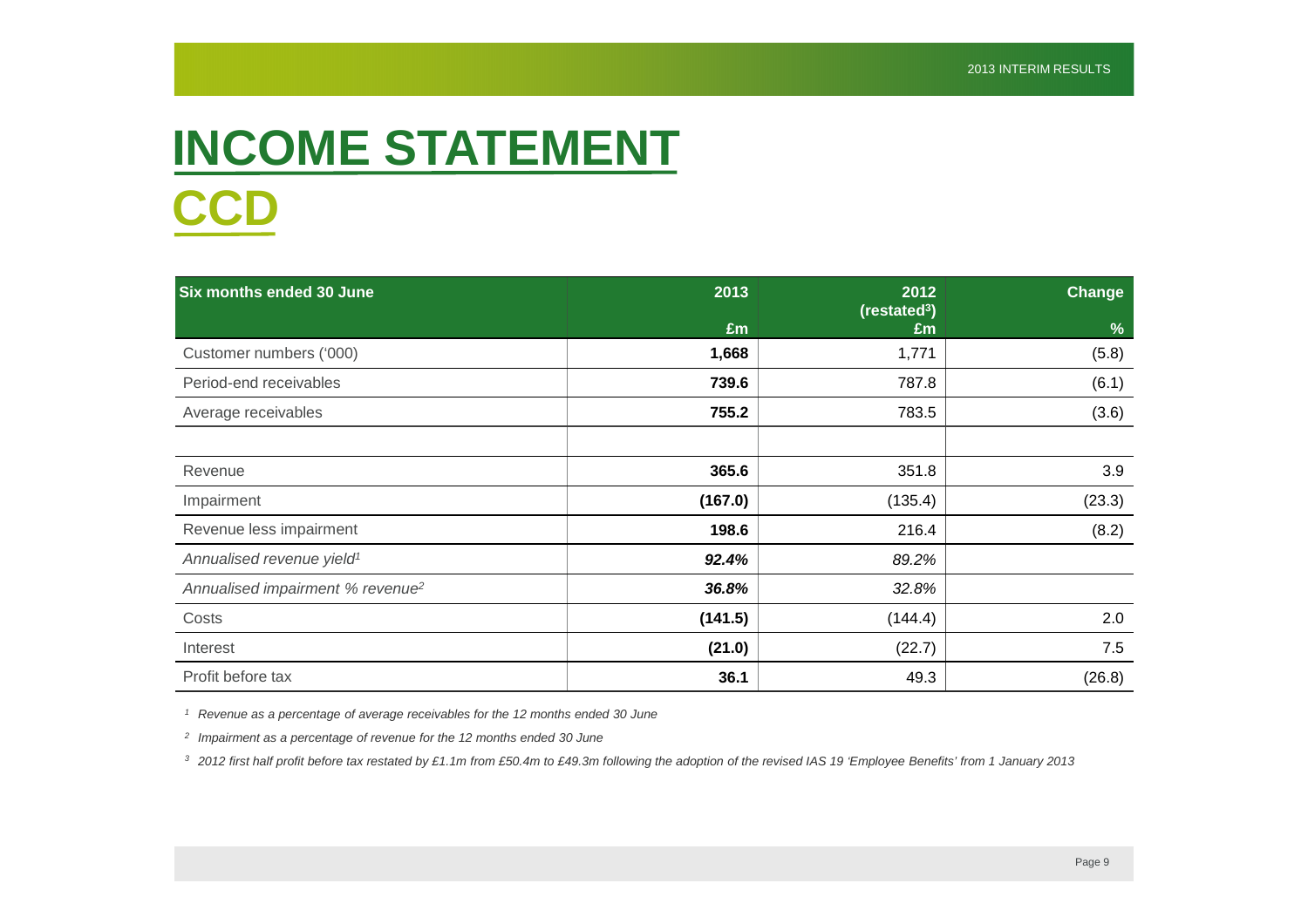# INCOME STATEMENT

## CCD

| Six months ended 30 June | 2013 £m | 2012 (restated[3]) £m | Change % |
|---|---|---|---|
| Customer numbers ('000) | **1,668** | 1,771 | (5.8) |
| Period-end receivables | **739.6** | 787.8 | (6.1) |
| Average receivables | **755.2** | 783.5 | (3.6) |
| | | | |
| Revenue | **365.6** | 351.8 | 3.9 |
| Impairment | **(167.0)** | (135.4) | (23.3) |
| Revenue less impairment | **198.6** | 216.4 | (8.2) |
| *Annualised revenue yield[1]* | ***92.4%*** | *89.2%* | |
| *Annualised impairment % revenue[2]* | ***36.8%*** | *32.8%* | |
| Costs | **(141.5)** | (144.4) | 2.0 |
| Interest | **(21.0)** | (22.7) | 7.5 |
| Profit before tax | **36.1** | 49.3 | (26.8) |

*[1] Revenue as a percentage of average receivables for the 12 months ended 30 June*

*[2] Impairment as a percentage of revenue for the 12 months ended 30 June*

*[3] 2012 first half profit before tax restated by £1.1m from £50.4m to £49.3m following the adoption of the revised IAS 19 'Employee Benefits' from 1 January 2013*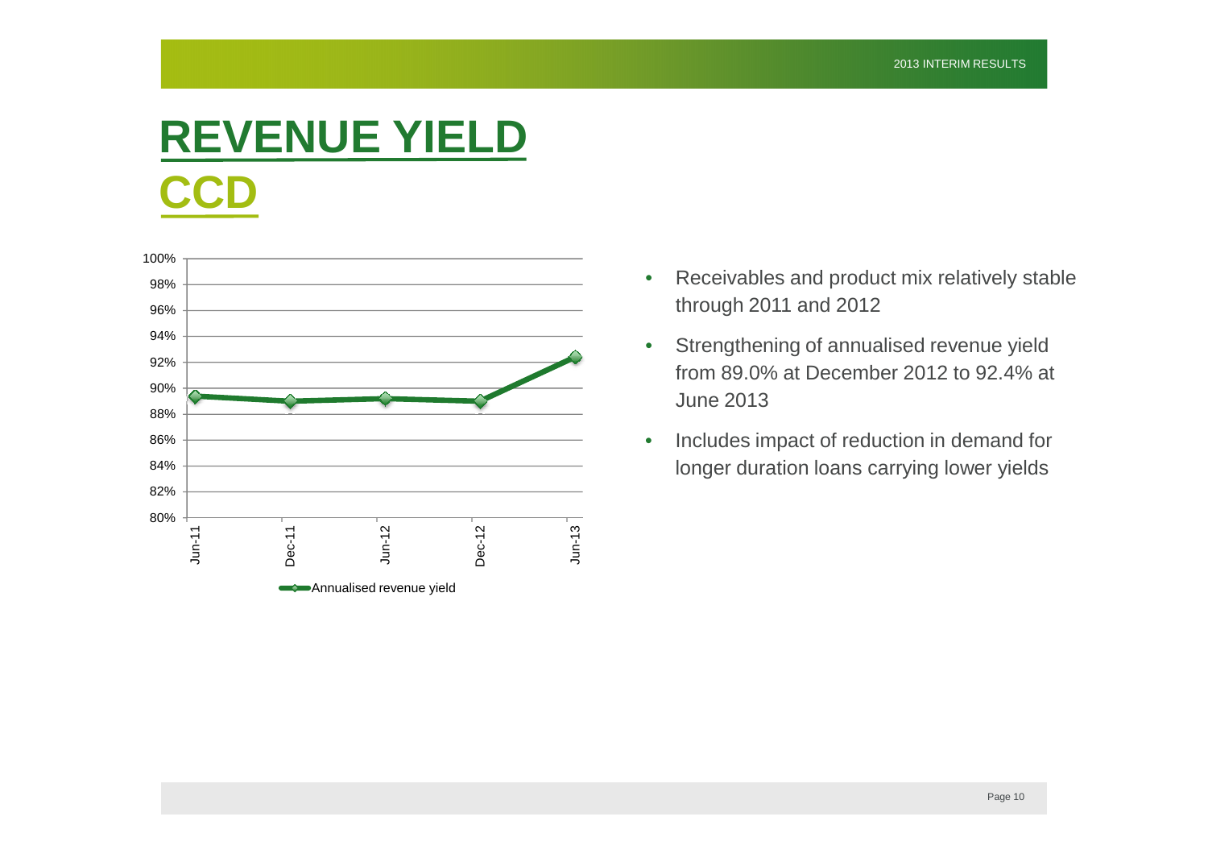# REVENUE YIELD

## CCD

Annualised revenue yield

- Receivables and product mix relatively stable through 2011 and 2012
- Strengthening of annualised revenue yield from 89.0% at December 2012 to 92.4% at June 2013
- Includes impact of reduction in demand for longer duration loans carrying lower yields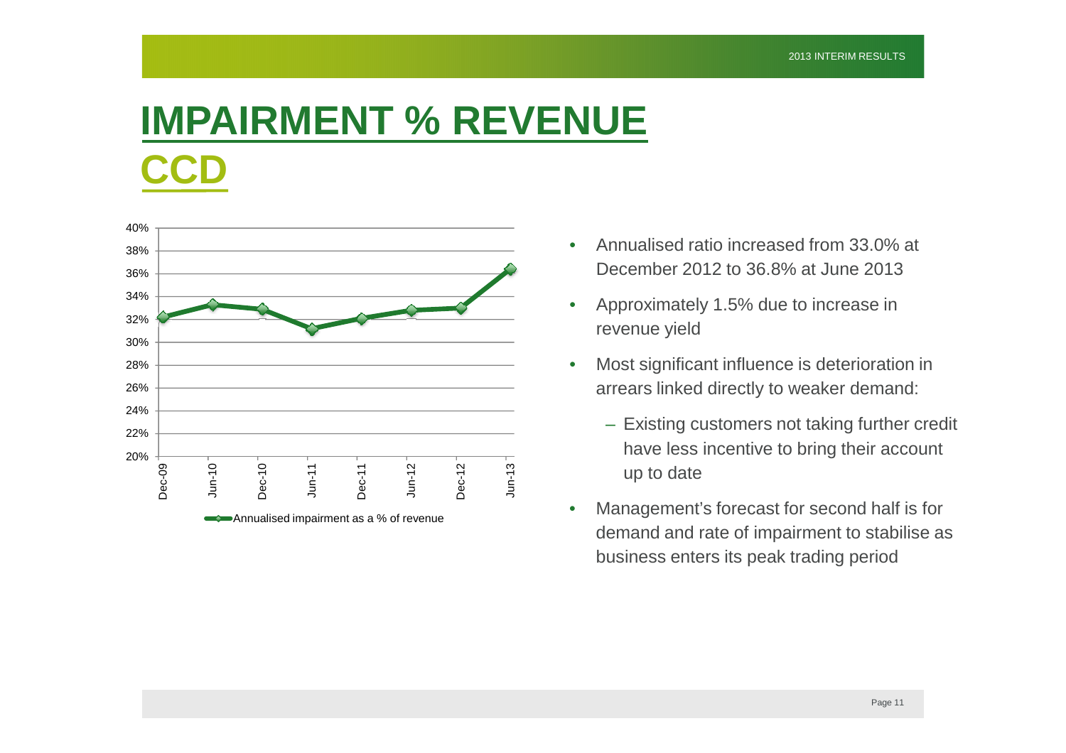# IMPAIRMENT % REVENUE

## CCD

- Annualised ratio increased from 33.0% at December 2012 to 36.8% at June 2013
- Approximately 1.5% due to increase in revenue yield
- Most significant influence is deterioration in arrears linked directly to weaker demand:
  - Existing customers not taking further credit have less incentive to bring their account up to date
- Management's forecast for second half is for demand and rate of impairment to stabilise as business enters its peak trading period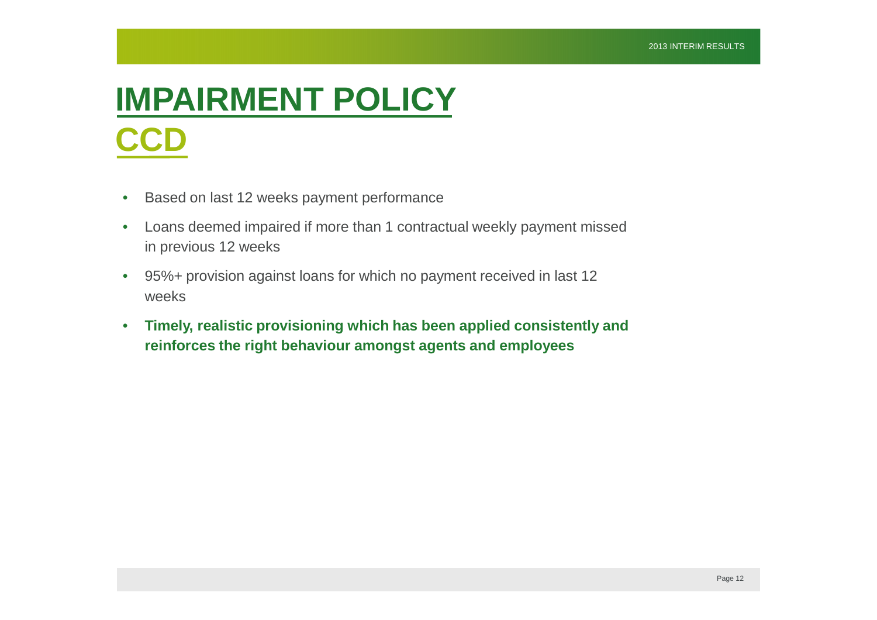# IMPAIRMENT POLICY

## CCD

- Based on last 12 weeks payment performance
- Loans deemed impaired if more than 1 contractual weekly payment missed in previous 12 weeks
- 95%+ provision against loans for which no payment received in last 12 weeks
- **Timely, realistic provisioning which has been applied consistently and reinforces the right behaviour amongst agents and employees**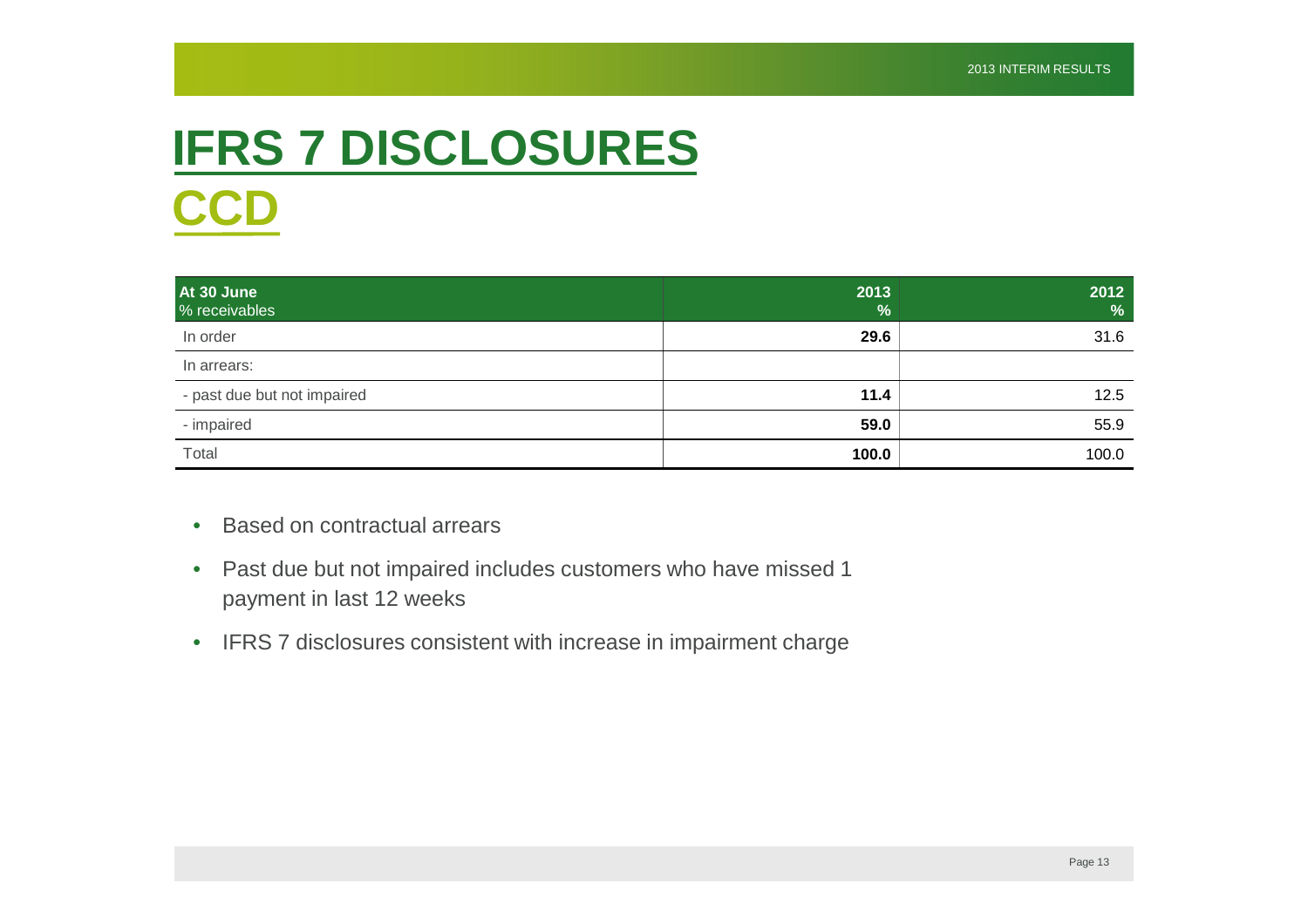# IFRS 7 DISCLOSURES

## CCD

| At 30 June<br>% receivables | 2013<br>% | 2012<br>% |
|---|---|---|
| In order | **29.6** | 31.6 |
| In arrears: | | |
| - past due but not impaired | **11.4** | 12.5 |
| - impaired | **59.0** | 55.9 |
| Total | **100.0** | 100.0 |

- Based on contractual arrears
- Past due but not impaired includes customers who have missed 1 payment in last 12 weeks
- IFRS 7 disclosures consistent with increase in impairment charge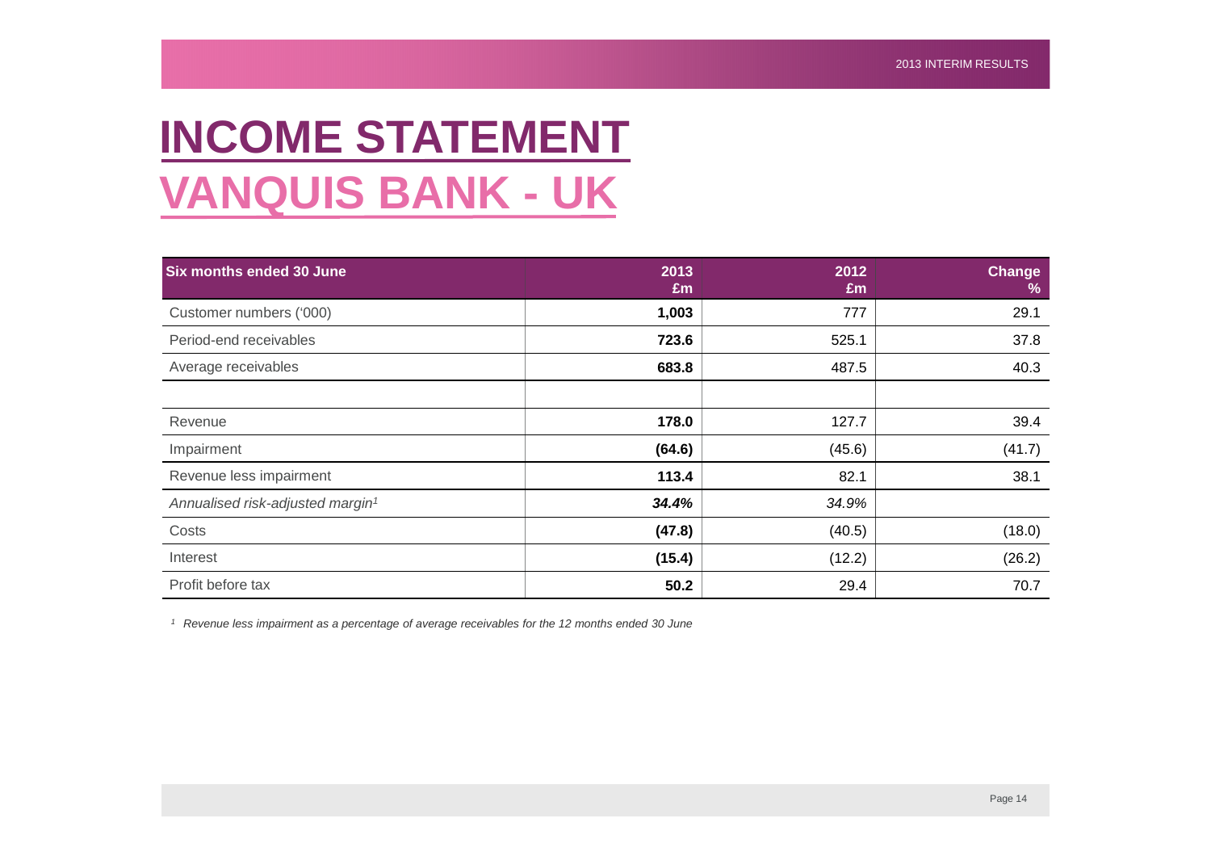# INCOME STATEMENT
## VANQUIS BANK - UK

| Six months ended 30 June | 2013 £m | 2012 £m | Change % |
|---|---|---|---|
| Customer numbers ('000) | **1,003** | 777 | 29.1 |
| Period-end receivables | **723.6** | 525.1 | 37.8 |
| Average receivables | **683.8** | 487.5 | 40.3 |
| | | | |
| Revenue | **178.0** | 127.7 | 39.4 |
| Impairment | **(64.6)** | (45.6) | (41.7) |
| Revenue less impairment | **113.4** | 82.1 | 38.1 |
| *Annualised risk-adjusted margin*[1] | ***34.4%*** | *34.9%* | |
| Costs | **(47.8)** | (40.5) | (18.0) |
| Interest | **(15.4)** | (12.2) | (26.2) |
| Profit before tax | **50.2** | 29.4 | 70.7 |

*[1] Revenue less impairment as a percentage of average receivables for the 12 months ended 30 June*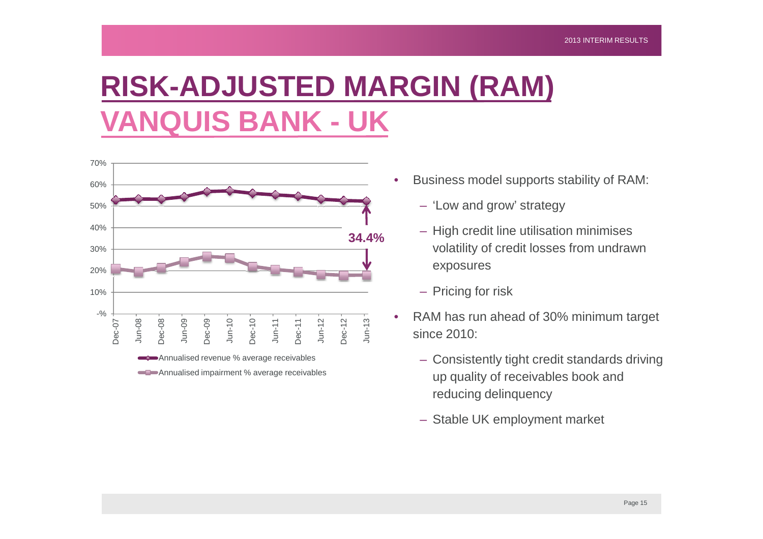# RISK-ADJUSTED MARGIN (RAM)
## VANQUIS BANK - UK

70%
60%
50%
40%
30%
20%
10%
-%

34.4%

Dec-07 Jun-08 Dec-08 Jun-09 Dec-09 Jun-10 Dec-10 Jun-11 Dec-11 Jun-12 Dec-12 Jun-13

Annualised revenue % average receivables

Annualised impairment % average receivables

- Business model supports stability of RAM:
  - 'Low and grow' strategy
  - High credit line utilisation minimises volatility of credit losses from undrawn exposures
  - Pricing for risk
- RAM has run ahead of 30% minimum target since 2010:
  - Consistently tight credit standards driving up quality of receivables book and reducing delinquency
  - Stable UK employment market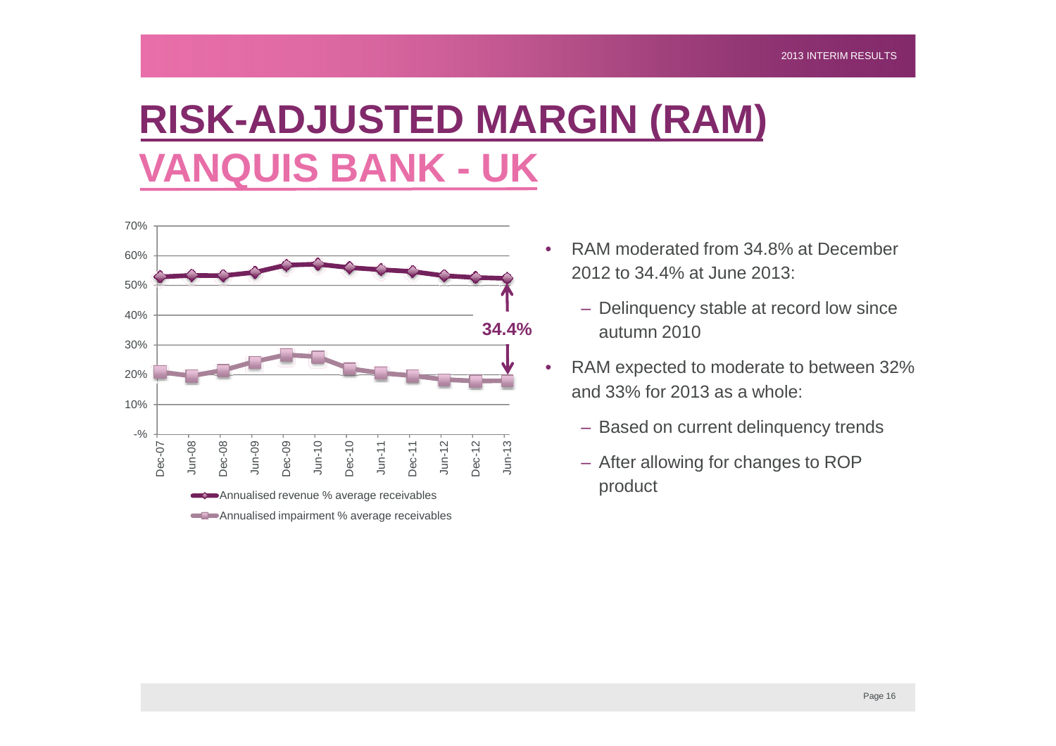# RISK-ADJUSTED MARGIN (RAM)

## VANQUIS BANK - UK

70%
60%
50%
40%
30%
20%
10%
-%

Dec-07 Jun-08 Dec-08 Jun-09 Dec-09 Jun-10 Dec-10 Jun-11 Dec-11 Jun-12 Dec-12 Jun-13

**34.4%**

Annualised revenue % average receivables

Annualised impairment % average receivables

- RAM moderated from 34.8% at December 2012 to 34.4% at June 2013:
  - Delinquency stable at record low since autumn 2010
- RAM expected to moderate to between 32% and 33% for 2013 as a whole:
  - Based on current delinquency trends
  - After allowing for changes to ROP product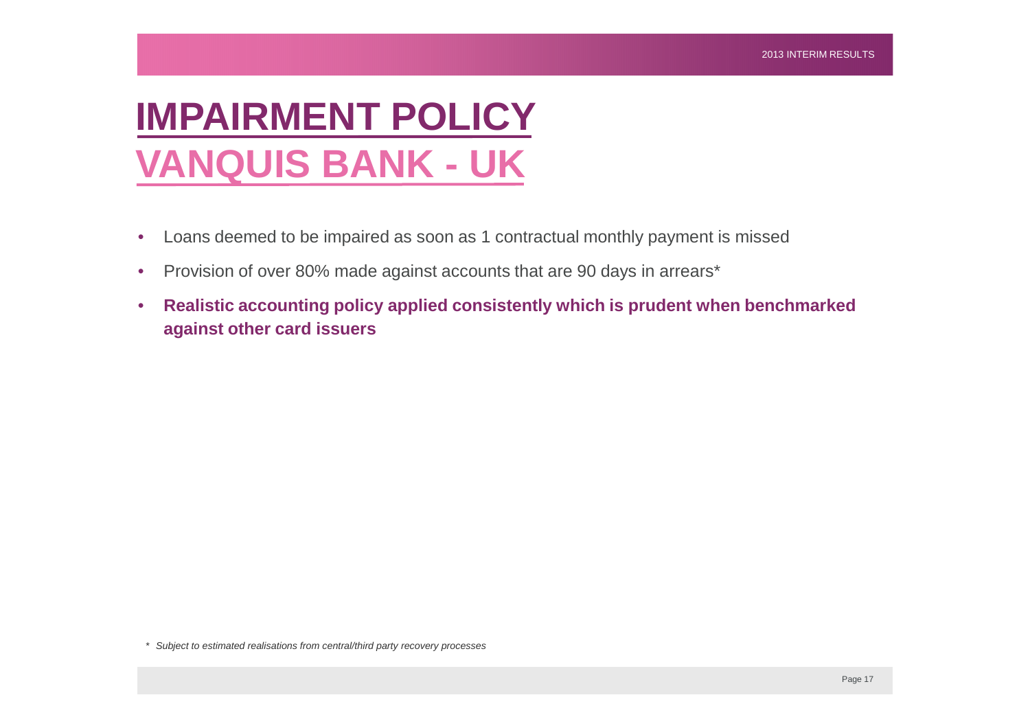# IMPAIRMENT POLICY
## VANQUIS BANK - UK

- Loans deemed to be impaired as soon as 1 contractual monthly payment is missed
- Provision of over 80% made against accounts that are 90 days in arrears*
- **Realistic accounting policy applied consistently which is prudent when benchmarked against other card issuers**

*\* Subject to estimated realisations from central/third party recovery processes*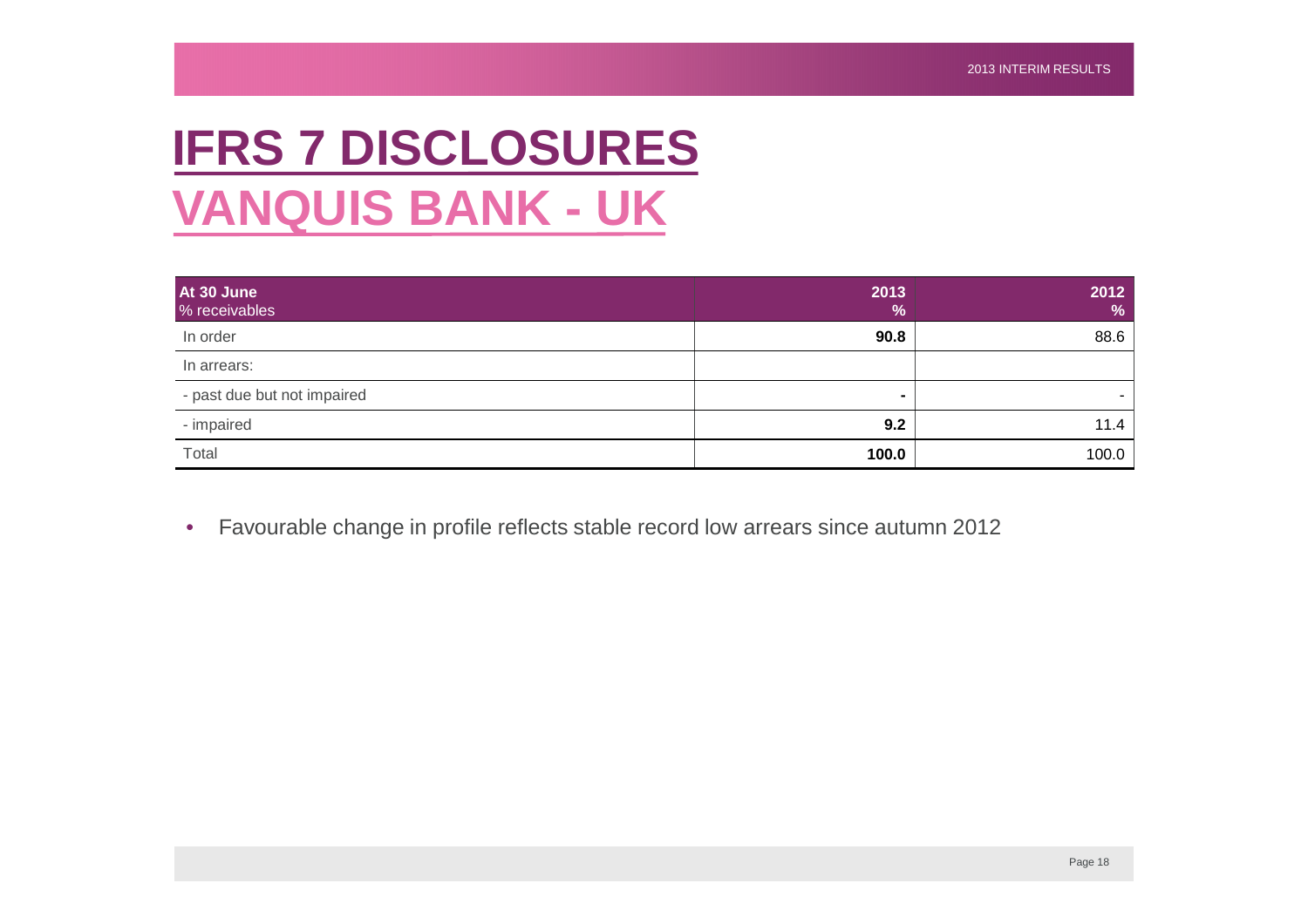# IFRS 7 DISCLOSURES

## VANQUIS BANK - UK

| At 30 June<br>% receivables | 2013<br>% | 2012<br>% |
|---|---|---|
| In order | **90.8** | 88.6 |
| In arrears: | | |
| - past due but not impaired | **-** | - |
| - impaired | **9.2** | 11.4 |
| Total | **100.0** | 100.0 |

- Favourable change in profile reflects stable record low arrears since autumn 2012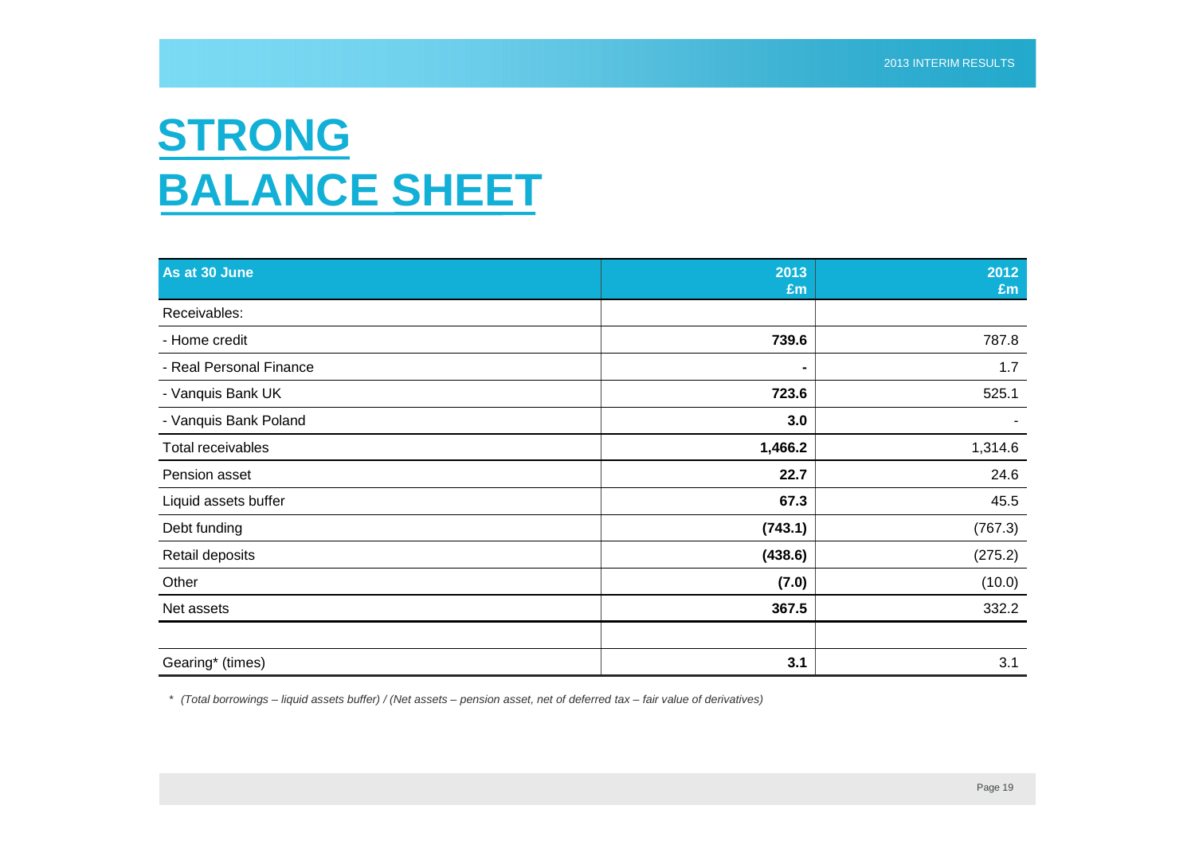# STRONG BALANCE SHEET

| As at 30 June | 2013 £m | 2012 £m |
|---|---|---|
| Receivables: | | |
| - Home credit | **739.6** | 787.8 |
| - Real Personal Finance | **-** | 1.7 |
| - Vanquis Bank UK | **723.6** | 525.1 |
| - Vanquis Bank Poland | **3.0** | - |
| Total receivables | **1,466.2** | 1,314.6 |
| Pension asset | **22.7** | 24.6 |
| Liquid assets buffer | **67.3** | 45.5 |
| Debt funding | **(743.1)** | (767.3) |
| Retail deposits | **(438.6)** | (275.2) |
| Other | **(7.0)** | (10.0) |
| Net assets | **367.5** | 332.2 |
| | | |
| Gearing* (times) | **3.1** | 3.1 |

*\* (Total borrowings – liquid assets buffer) / (Net assets – pension asset, net of deferred tax – fair value of derivatives)*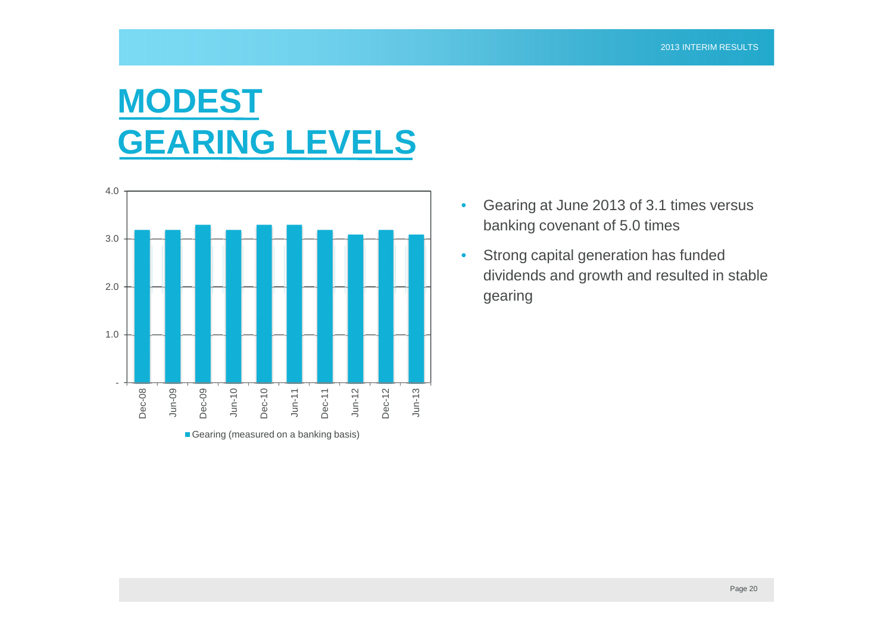# MODEST GEARING LEVELS

| | Gearing (measured on a banking basis) |
|---|---|
| Dec-08 | 3.2 |
| Jun-09 | 3.2 |
| Dec-09 | 3.3 |
| Jun-10 | 3.2 |
| Dec-10 | 3.3 |
| Jun-11 | 3.3 |
| Dec-11 | 3.2 |
| Jun-12 | 3.1 |
| Dec-12 | 3.2 |
| Jun-13 | 3.1 |

- Gearing at June 2013 of 3.1 times versus banking covenant of 5.0 times
- Strong capital generation has funded dividends and growth and resulted in stable gearing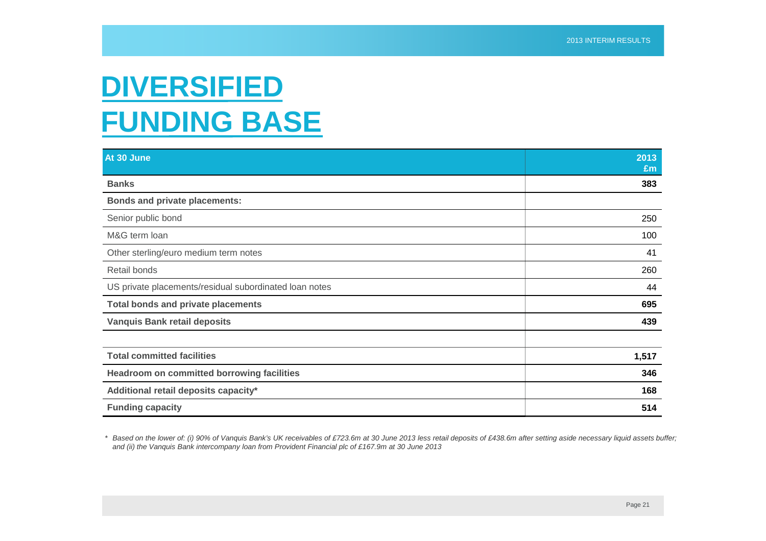# DIVERSIFIED FUNDING BASE

| At 30 June | 2013 £m |
|---|---|
| **Banks** | **383** |
| **Bonds and private placements:** | |
| Senior public bond | 250 |
| M&G term loan | 100 |
| Other sterling/euro medium term notes | 41 |
| Retail bonds | 260 |
| US private placements/residual subordinated loan notes | 44 |
| **Total bonds and private placements** | **695** |
| **Vanquis Bank retail deposits** | **439** |
| | |
| **Total committed facilities** | **1,517** |
| **Headroom on committed borrowing facilities** | **346** |
| **Additional retail deposits capacity*** | **168** |
| **Funding capacity** | **514** |

*\* Based on the lower of: (i) 90% of Vanquis Bank's UK receivables of £723.6m at 30 June 2013 less retail deposits of £438.6m after setting aside necessary liquid assets buffer; and (ii) the Vanquis Bank intercompany loan from Provident Financial plc of £167.9m at 30 June 2013*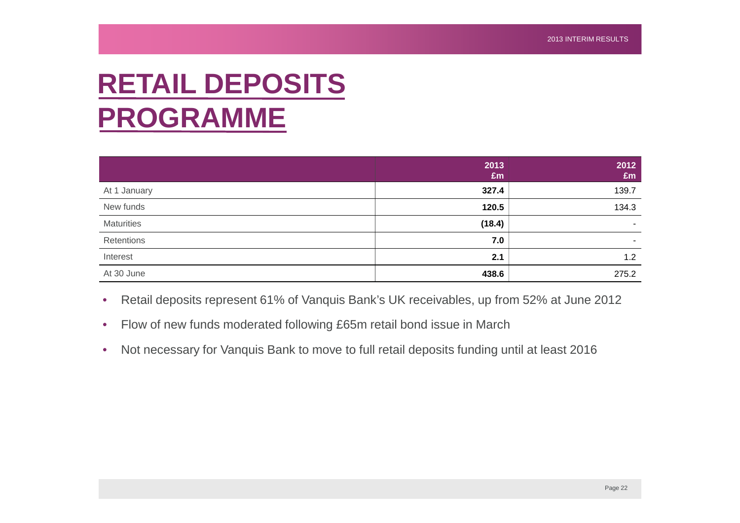# RETAIL DEPOSITS PROGRAMME

| | 2013 £m | 2012 £m |
|---|---|---|
| At 1 January | **327.4** | 139.7 |
| New funds | **120.5** | 134.3 |
| Maturities | **(18.4)** | - |
| Retentions | **7.0** | - |
| Interest | **2.1** | 1.2 |
| At 30 June | **438.6** | 275.2 |

- Retail deposits represent 61% of Vanquis Bank's UK receivables, up from 52% at June 2012
- Flow of new funds moderated following £65m retail bond issue in March
- Not necessary for Vanquis Bank to move to full retail deposits funding until at least 2016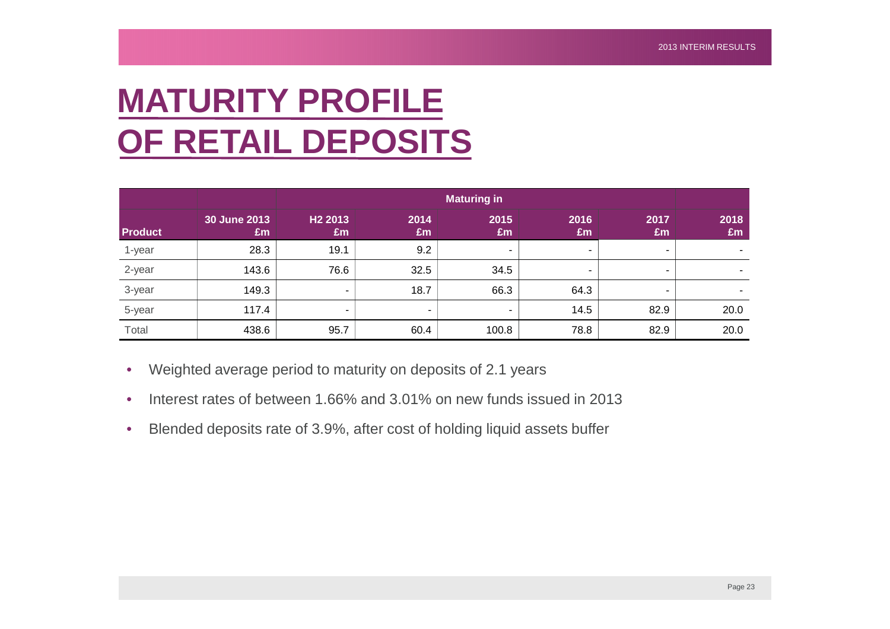# MATURITY PROFILE OF RETAIL DEPOSITS

| | | Maturing in | | | | | |
|---|---|---|---|---|---|---|---|
| **Product** | **30 June 2013 £m** | **H2 2013 £m** | **2014 £m** | **2015 £m** | **2016 £m** | **2017 £m** | **2018 £m** |
| 1-year | 28.3 | 19.1 | 9.2 | - | - | - | - |
| 2-year | 143.6 | 76.6 | 32.5 | 34.5 | - | - | - |
| 3-year | 149.3 | - | 18.7 | 66.3 | 64.3 | - | - |
| 5-year | 117.4 | - | - | - | 14.5 | 82.9 | 20.0 |
| Total | 438.6 | 95.7 | 60.4 | 100.8 | 78.8 | 82.9 | 20.0 |

- Weighted average period to maturity on deposits of 2.1 years
- Interest rates of between 1.66% and 3.01% on new funds issued in 2013
- Blended deposits rate of 3.9%, after cost of holding liquid assets buffer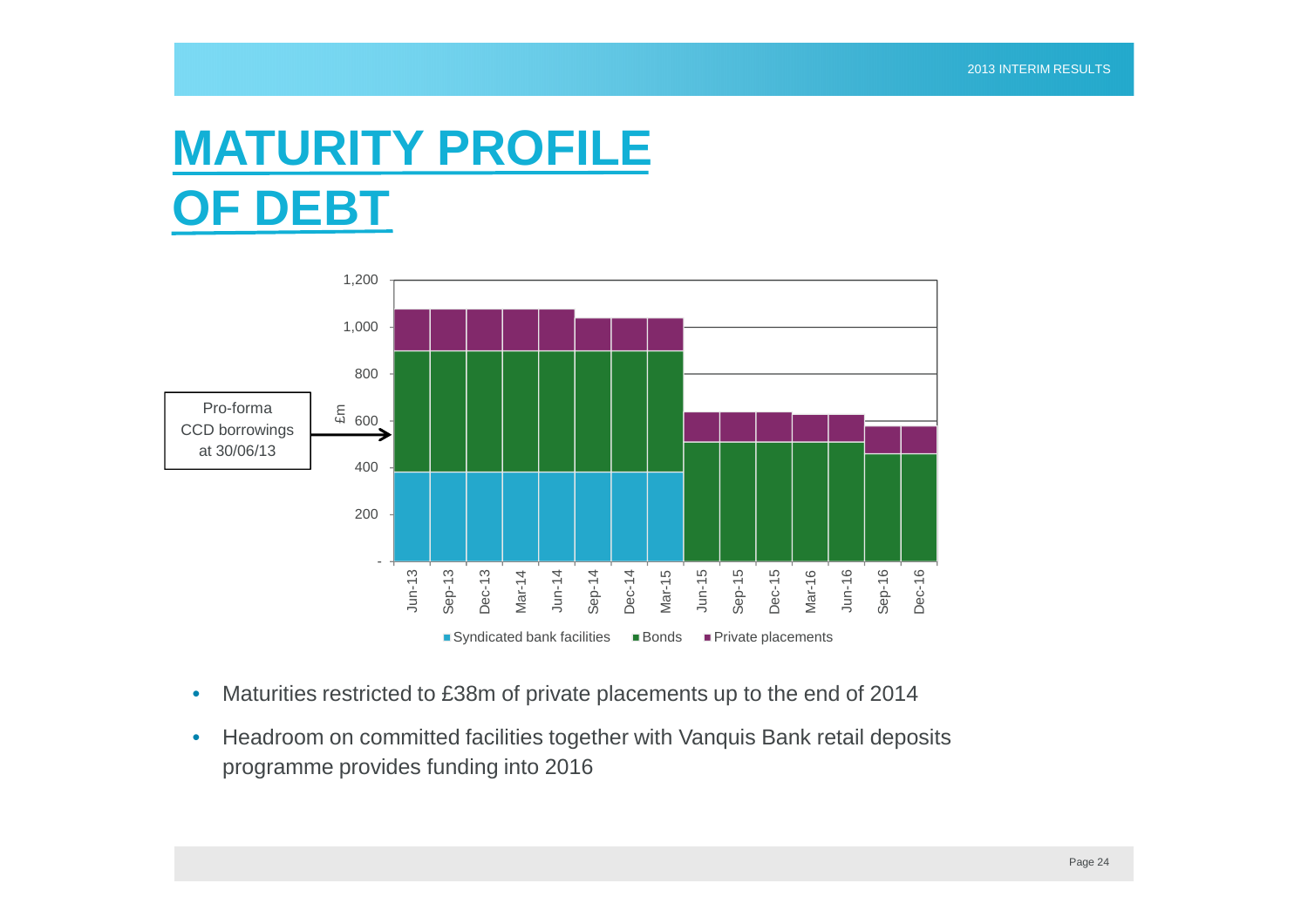# MATURITY PROFILE OF DEBT

Pro-forma CCD borrowings at 30/06/13

£m

1,200
1,000
800
600
400
200
-

Jun-13 Sep-13 Dec-13 Mar-14 Jun-14 Sep-14 Dec-14 Mar-15 Jun-15 Sep-15 Dec-15 Mar-16 Jun-16 Sep-16 Dec-16

■ Syndicated bank facilities ■ Bonds ■ Private placements

- Maturities restricted to £38m of private placements up to the end of 2014
- Headroom on committed facilities together with Vanquis Bank retail deposits programme provides funding into 2016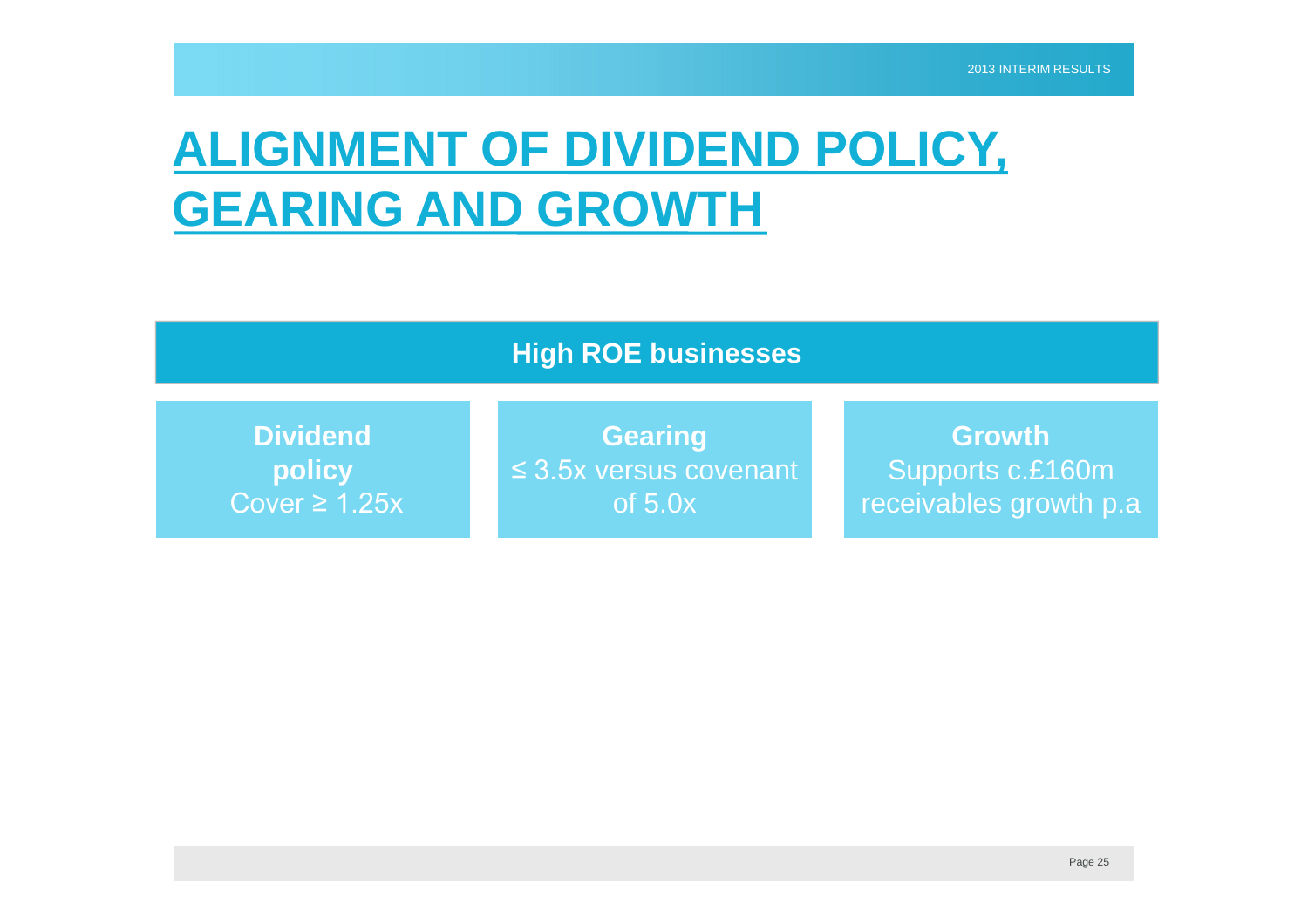# ALIGNMENT OF DIVIDEND POLICY, GEARING AND GROWTH

**High ROE businesses**

**Dividend policy**
Cover ≥ 1.25x

**Gearing**
≤ 3.5x versus covenant of 5.0x

**Growth**
Supports c.£160m receivables growth p.a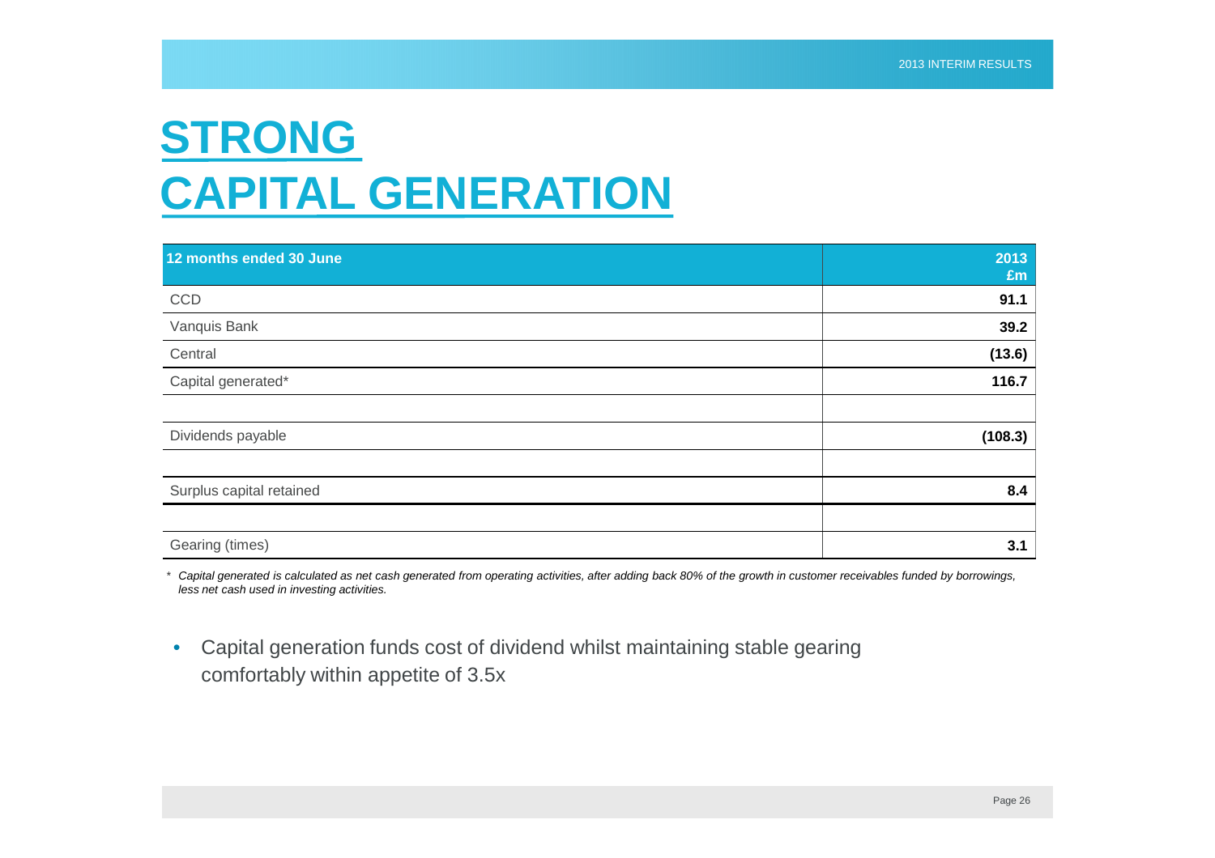# STRONG CAPITAL GENERATION

| 12 months ended 30 June | 2013 £m |
|---|---|
| CCD | **91.1** |
| Vanquis Bank | **39.2** |
| Central | **(13.6)** |
| Capital generated* | **116.7** |
| | |
| Dividends payable | **(108.3)** |
| | |
| Surplus capital retained | **8.4** |
| | |
| Gearing (times) | **3.1** |

\* *Capital generated is calculated as net cash generated from operating activities, after adding back 80% of the growth in customer receivables funded by borrowings, less net cash used in investing activities.*

- Capital generation funds cost of dividend whilst maintaining stable gearing comfortably within appetite of 3.5x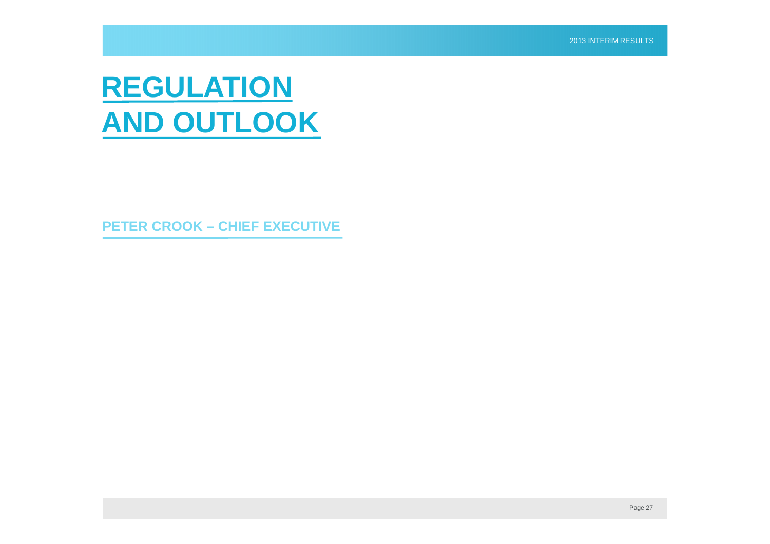# REGULATION AND OUTLOOK

## PETER CROOK – CHIEF EXECUTIVE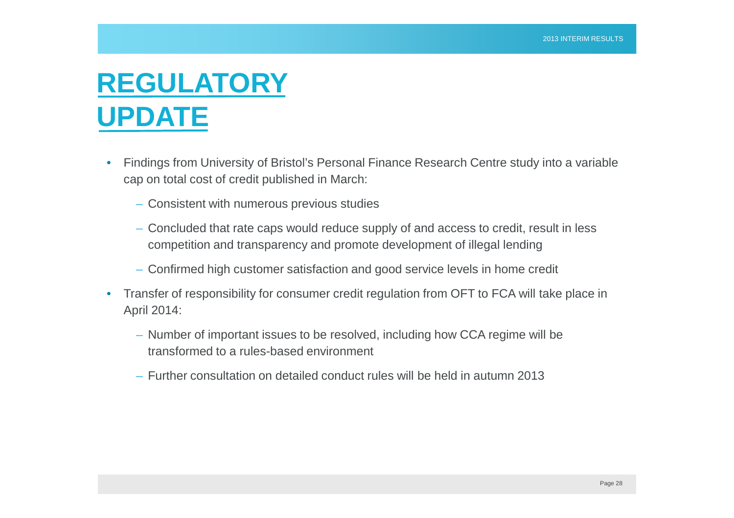# REGULATORY UPDATE

- Findings from University of Bristol's Personal Finance Research Centre study into a variable cap on total cost of credit published in March:
  - Consistent with numerous previous studies
  - Concluded that rate caps would reduce supply of and access to credit, result in less competition and transparency and promote development of illegal lending
  - Confirmed high customer satisfaction and good service levels in home credit
- Transfer of responsibility for consumer credit regulation from OFT to FCA will take place in April 2014:
  - Number of important issues to be resolved, including how CCA regime will be transformed to a rules-based environment
  - Further consultation on detailed conduct rules will be held in autumn 2013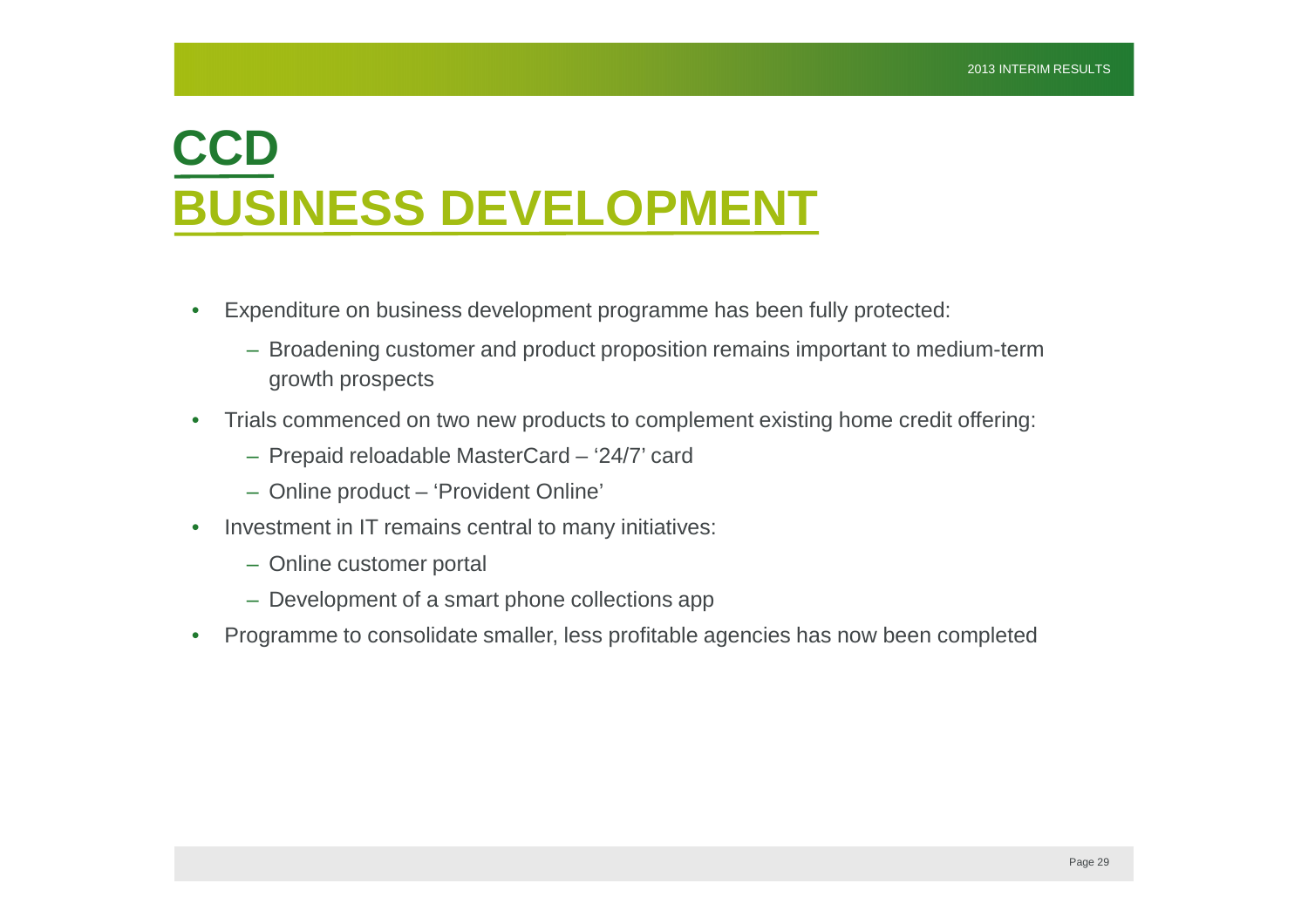# CCD

## BUSINESS DEVELOPMENT

- Expenditure on business development programme has been fully protected:
  - Broadening customer and product proposition remains important to medium-term growth prospects
- Trials commenced on two new products to complement existing home credit offering:
  - Prepaid reloadable MasterCard – '24/7' card
  - Online product – 'Provident Online'
- Investment in IT remains central to many initiatives:
  - Online customer portal
  - Development of a smart phone collections app
- Programme to consolidate smaller, less profitable agencies has now been completed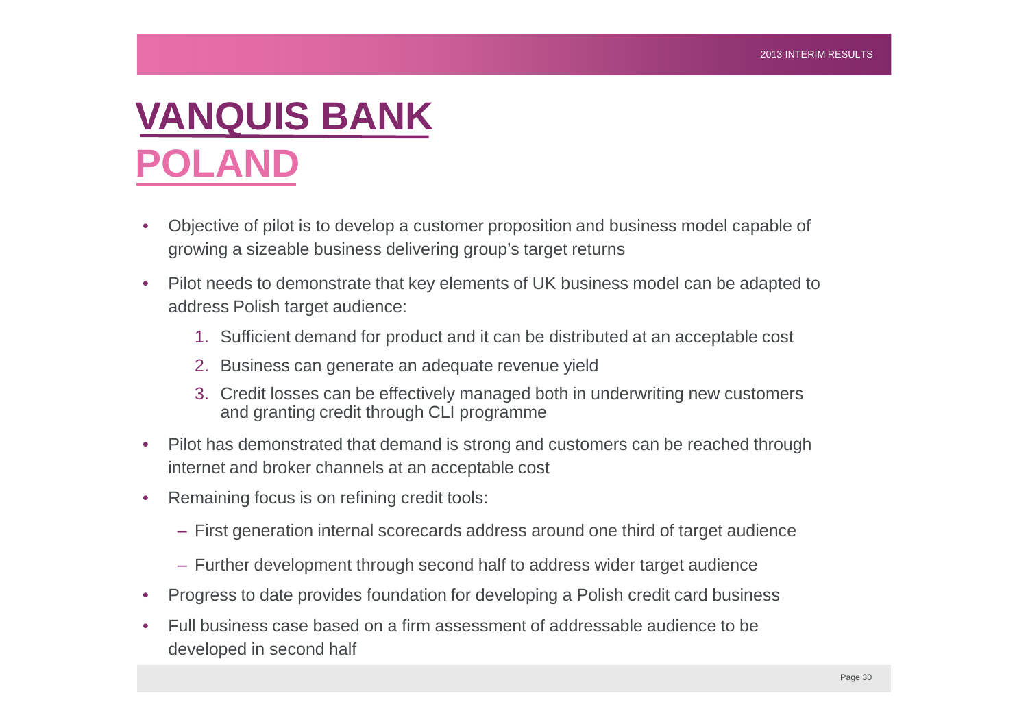# VANQUIS BANK

## POLAND

- Objective of pilot is to develop a customer proposition and business model capable of growing a sizeable business delivering group's target returns
- Pilot needs to demonstrate that key elements of UK business model can be adapted to address Polish target audience:
  1. Sufficient demand for product and it can be distributed at an acceptable cost
  2. Business can generate an adequate revenue yield
  3. Credit losses can be effectively managed both in underwriting new customers and granting credit through CLI programme
- Pilot has demonstrated that demand is strong and customers can be reached through internet and broker channels at an acceptable cost
- Remaining focus is on refining credit tools:
  – First generation internal scorecards address around one third of target audience
  – Further development through second half to address wider target audience
- Progress to date provides foundation for developing a Polish credit card business
- Full business case based on a firm assessment of addressable audience to be developed in second half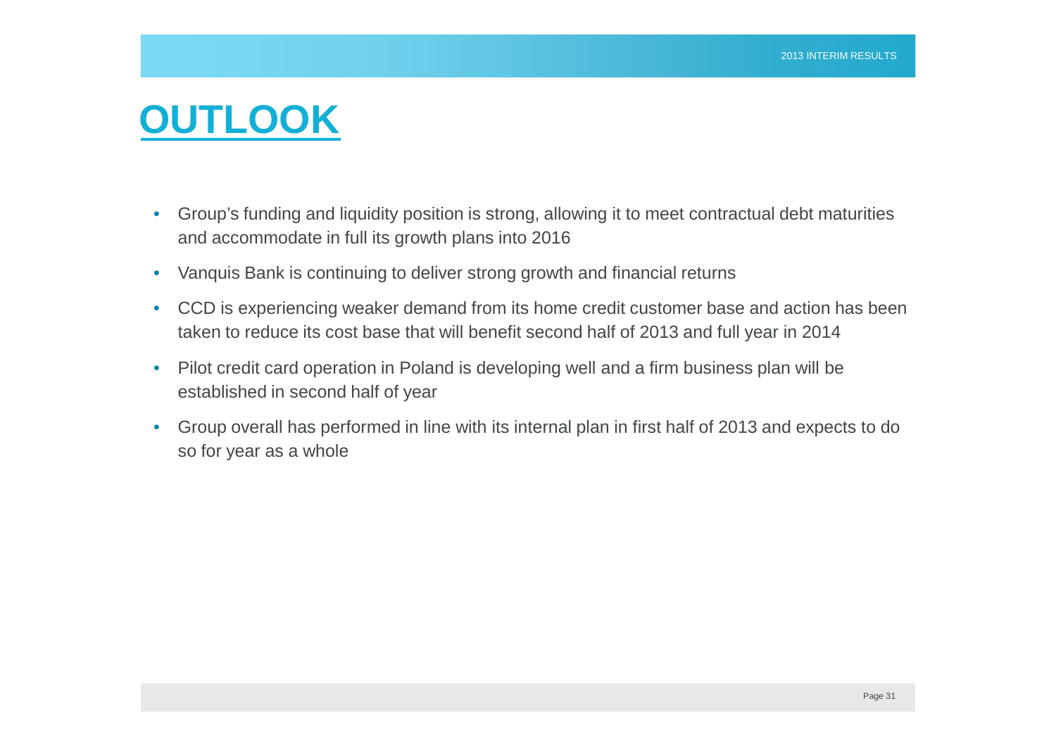# OUTLOOK

- Group's funding and liquidity position is strong, allowing it to meet contractual debt maturities and accommodate in full its growth plans into 2016
- Vanquis Bank is continuing to deliver strong growth and financial returns
- CCD is experiencing weaker demand from its home credit customer base and action has been taken to reduce its cost base that will benefit second half of 2013 and full year in 2014
- Pilot credit card operation in Poland is developing well and a firm business plan will be established in second half of year
- Group overall has performed in line with its internal plan in first half of 2013 and expects to do so for year as a whole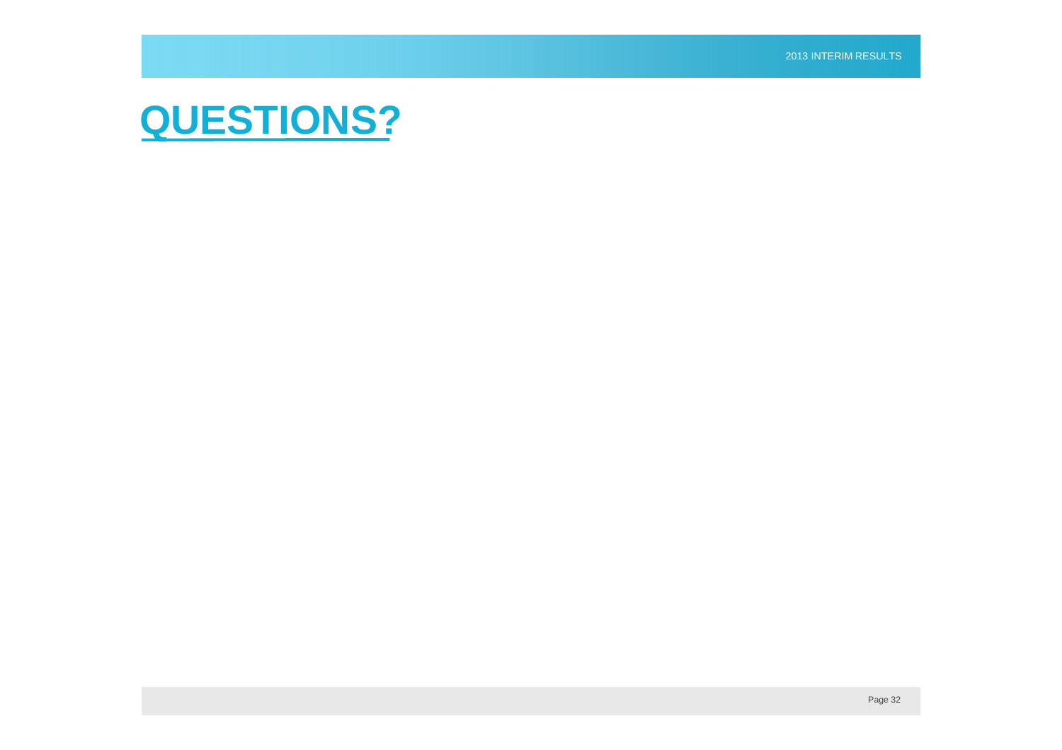# QUESTIONS?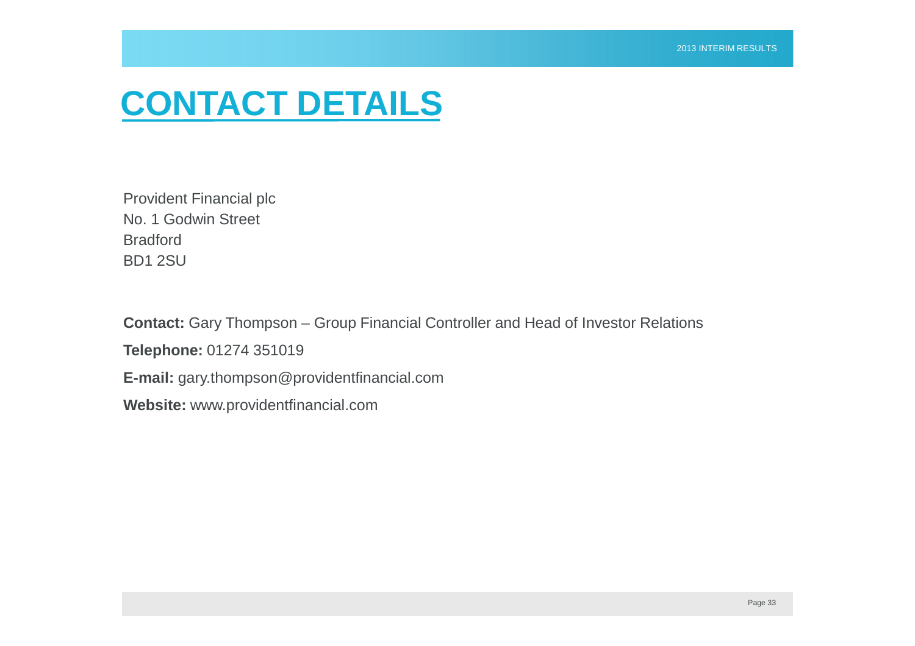# CONTACT DETAILS

Provident Financial plc
No. 1 Godwin Street
Bradford
BD1 2SU

**Contact:** Gary Thompson – Group Financial Controller and Head of Investor Relations

**Telephone:** 01274 351019

**E-mail:** gary.thompson@providentfinancial.com

**Website:** www.providentfinancial.com